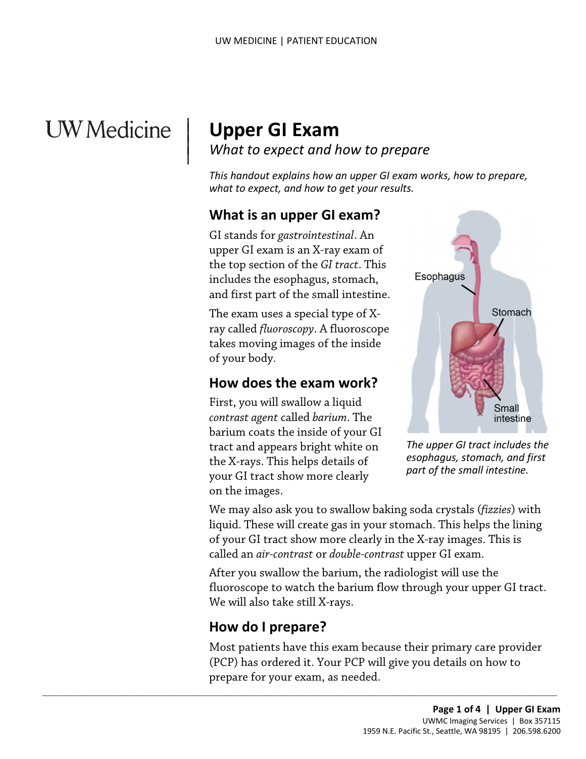UW Medicine

# Upper GI Exam

*What to expect and how to prepare*

*This handout explains how an upper GI exam works, how to prepare, what to expect, and how to get your results.*

## What is an upper GI exam?

GI stands for *gastrointestinal*. An upper GI exam is an X-ray exam of the top section of the *GI tract*. This includes the esophagus, stomach, and first part of the small intestine.

The exam uses a special type of X-ray called *fluoroscopy*. A fluoroscope takes moving images of the inside of your body.

*The upper GI tract includes the esophagus, stomach, and first part of the small intestine.*

## How does the exam work?

First, you will swallow a liquid *contrast agent* called *barium*. The barium coats the inside of your GI tract and appears bright white on the X-rays. This helps details of your GI tract show more clearly on the images.

We may also ask you to swallow baking soda crystals (*fizzies*) with liquid. These will create gas in your stomach. This helps the lining of your GI tract show more clearly in the X-ray images. This is called an *air-contrast* or *double-contrast* upper GI exam.

After you swallow the barium, the radiologist will use the fluoroscope to watch the barium flow through your upper GI tract. We will also take still X-rays.

## How do I prepare?

Most patients have this exam because their primary care provider (PCP) has ordered it. Your PCP will give you details on how to prepare for your exam, as needed.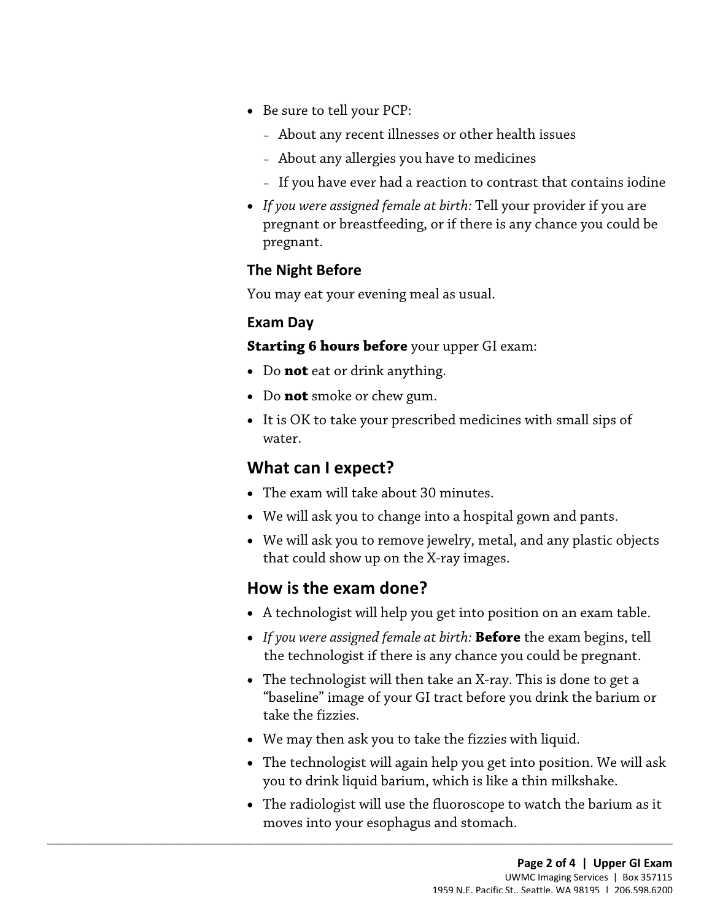- Be sure to tell your PCP:
  - About any recent illnesses or other health issues
  - About any allergies you have to medicines
  - If you have ever had a reaction to contrast that contains iodine
- *If you were assigned female at birth:* Tell your provider if you are pregnant or breastfeeding, or if there is any chance you could be pregnant.

### The Night Before

You may eat your evening meal as usual.

### Exam Day

**Starting 6 hours before** your upper GI exam:

- Do **not** eat or drink anything.
- Do **not** smoke or chew gum.
- It is OK to take your prescribed medicines with small sips of water.

## What can I expect?

- The exam will take about 30 minutes.
- We will ask you to change into a hospital gown and pants.
- We will ask you to remove jewelry, metal, and any plastic objects that could show up on the X-ray images.

## How is the exam done?

- A technologist will help you get into position on an exam table.
- *If you were assigned female at birth:* **Before** the exam begins, tell the technologist if there is any chance you could be pregnant.
- The technologist will then take an X-ray. This is done to get a "baseline" image of your GI tract before you drink the barium or take the fizzies.
- We may then ask you to take the fizzies with liquid.
- The technologist will again help you get into position. We will ask you to drink liquid barium, which is like a thin milkshake.
- The radiologist will use the fluoroscope to watch the barium as it moves into your esophagus and stomach.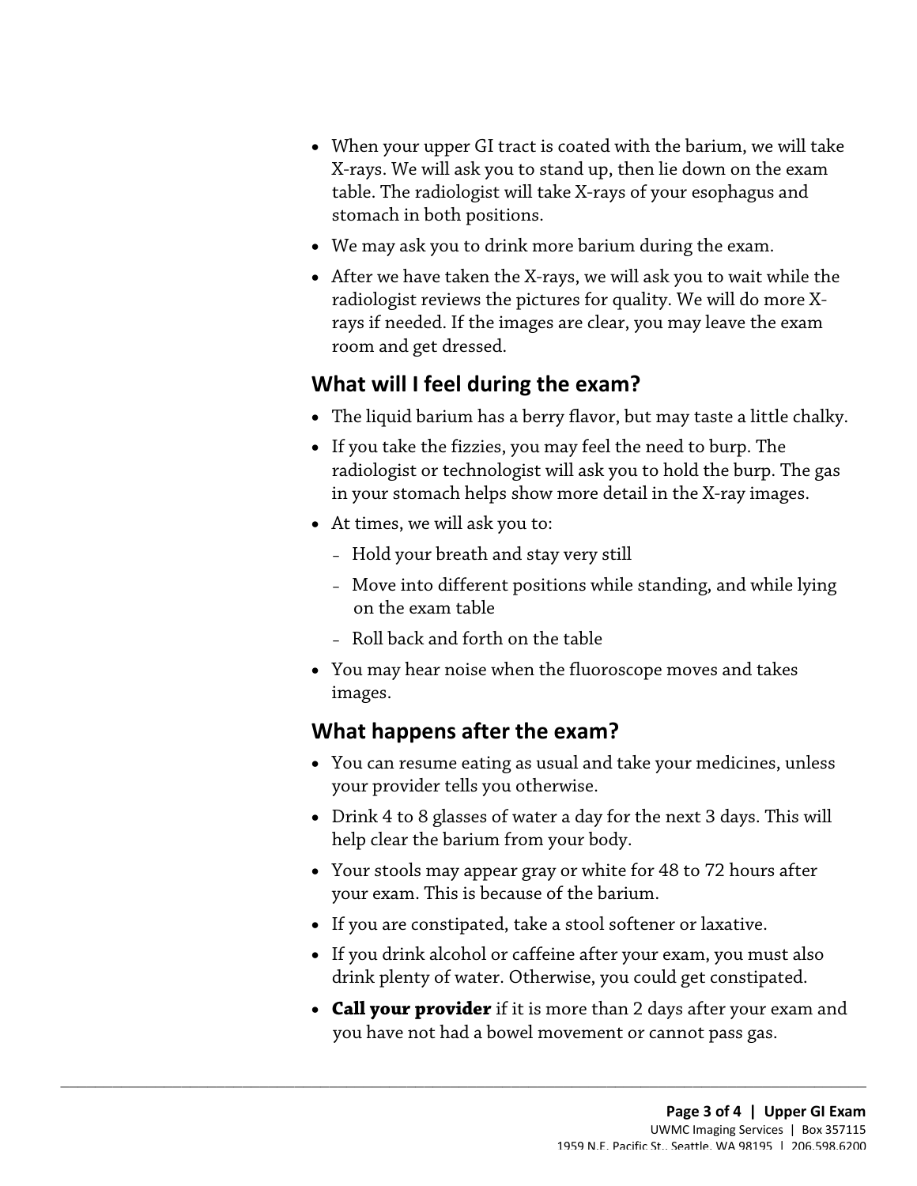- When your upper GI tract is coated with the barium, we will take X-rays. We will ask you to stand up, then lie down on the exam table. The radiologist will take X-rays of your esophagus and stomach in both positions.
- We may ask you to drink more barium during the exam.
- After we have taken the X-rays, we will ask you to wait while the radiologist reviews the pictures for quality. We will do more X-rays if needed. If the images are clear, you may leave the exam room and get dressed.

## What will I feel during the exam?

- The liquid barium has a berry flavor, but may taste a little chalky.
- If you take the fizzies, you may feel the need to burp. The radiologist or technologist will ask you to hold the burp. The gas in your stomach helps show more detail in the X-ray images.
- At times, we will ask you to:
  - Hold your breath and stay very still
  - Move into different positions while standing, and while lying on the exam table
  - Roll back and forth on the table
- You may hear noise when the fluoroscope moves and takes images.

## What happens after the exam?

- You can resume eating as usual and take your medicines, unless your provider tells you otherwise.
- Drink 4 to 8 glasses of water a day for the next 3 days. This will help clear the barium from your body.
- Your stools may appear gray or white for 48 to 72 hours after your exam. This is because of the barium.
- If you are constipated, take a stool softener or laxative.
- If you drink alcohol or caffeine after your exam, you must also drink plenty of water. Otherwise, you could get constipated.
- **Call your provider** if it is more than 2 days after your exam and you have not had a bowel movement or cannot pass gas.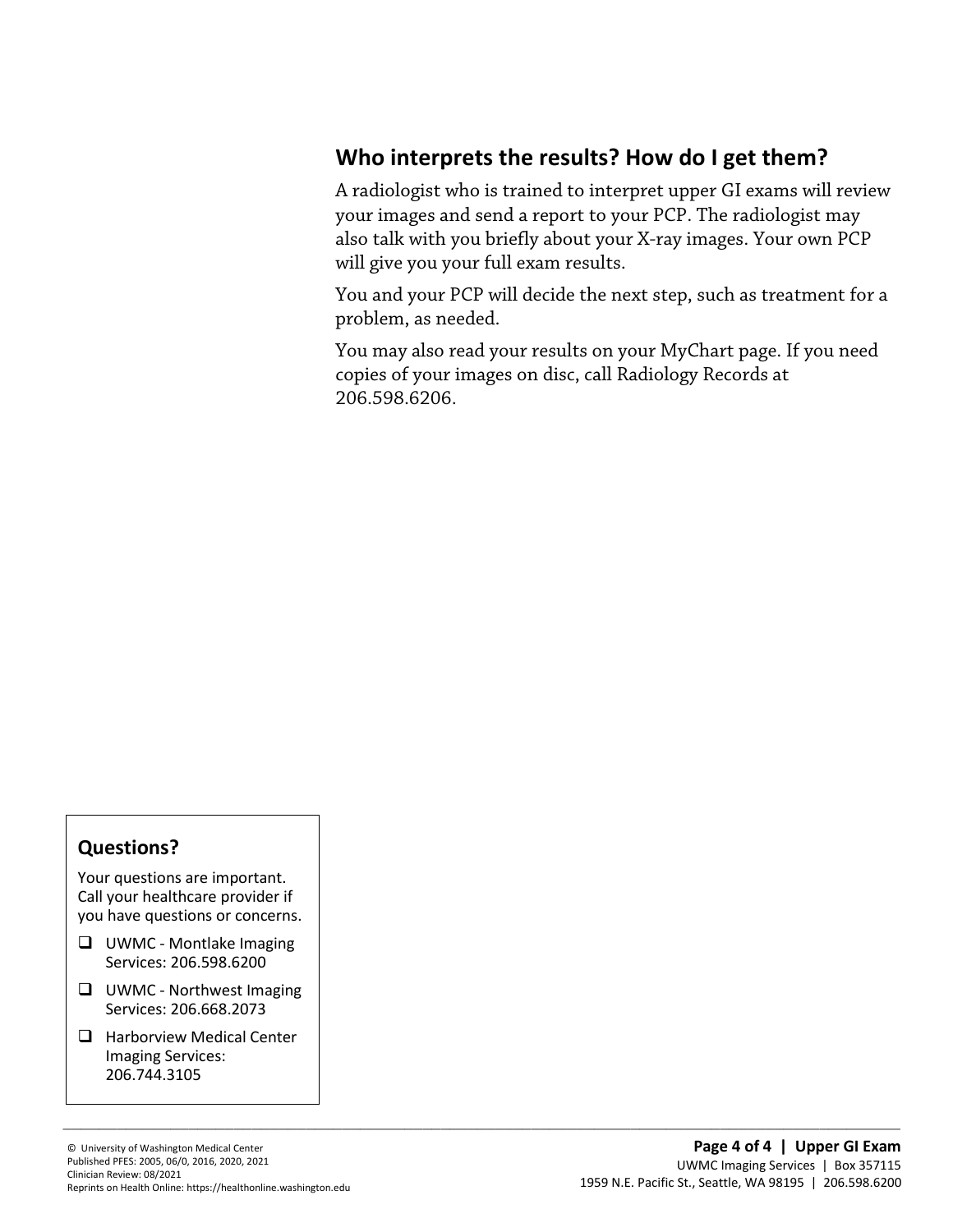## Who interprets the results? How do I get them?

A radiologist who is trained to interpret upper GI exams will review your images and send a report to your PCP. The radiologist may also talk with you briefly about your X-ray images. Your own PCP will give you your full exam results.

You and your PCP will decide the next step, such as treatment for a problem, as needed.

You may also read your results on your MyChart page. If you need copies of your images on disc, call Radiology Records at 206.598.6206.

### Questions?

Your questions are important. Call your healthcare provider if you have questions or concerns.

- ❑ UWMC - Montlake Imaging Services: 206.598.6200
- ❑ UWMC - Northwest Imaging Services: 206.668.2073
- ❑ Harborview Medical Center Imaging Services: 206.744.3105

© University of Washington Medical Center
Published PFES: 2005, 06/0, 2016, 2020, 2021
Clinician Review: 08/2021
Reprints on Health Online: https://healthonline.washington.edu

UWMC Imaging Services | Box 357115
1959 N.E. Pacific St., Seattle, WA 98195 | 206.598.6200